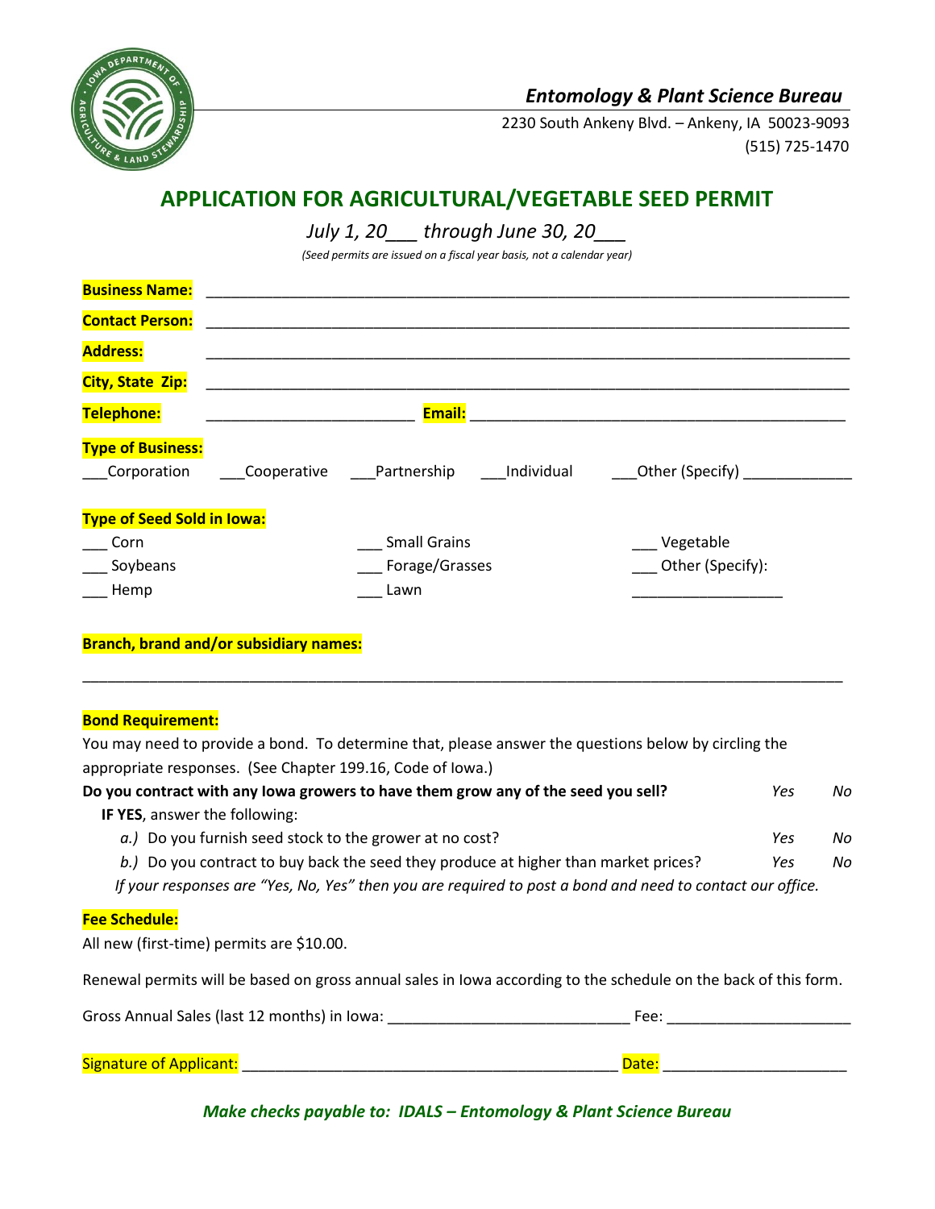*Entomology & Plant Science Bureau*

2230 South Ankeny Blvd. – Ankeny, IA 50023-9093
(515) 725-1470

# APPLICATION FOR AGRICULTURAL/VEGETABLE SEED PERMIT

*July 1, 20___ through June 30, 20___*

*(Seed permits are issued on a fiscal year basis, not a calendar year)*

**Business Name:** ______________________________________________________________________

**Contact Person:** ______________________________________________________________________

**Address:** ______________________________________________________________________

**City, State Zip:** ______________________________________________________________________

**Telephone:** ________________________ **Email:** ____________________________________________

**Type of Business:**

___Corporation ___Cooperative ___Partnership ___Individual ___Other (Specify) ____________

**Type of Seed Sold in Iowa:**

| | | |
|---|---|---|
| ___ Corn | ___ Small Grains | ___ Vegetable |
| ___ Soybeans | ___ Forage/Grasses | ___ Other (Specify): |
| ___ Hemp | ___ Lawn | __________________ |

**Branch, brand and/or subsidiary names:**

_____________________________________________________________________________________

**Bond Requirement:**

You may need to provide a bond. To determine that, please answer the questions below by circling the appropriate responses. (See Chapter 199.16, Code of Iowa.)

**Do you contract with any Iowa growers to have them grow any of the seed you sell?** *Yes* *No*

**IF YES**, answer the following:

*a.)* Do you furnish seed stock to the grower at no cost? *Yes* *No*

*b.)* Do you contract to buy back the seed they produce at higher than market prices? *Yes* *No*

*If your responses are "Yes, No, Yes" then you are required to post a bond and need to contact our office.*

**Fee Schedule:**

All new (first-time) permits are $10.00.

Renewal permits will be based on gross annual sales in Iowa according to the schedule on the back of this form.

Gross Annual Sales (last 12 months) in Iowa: ____________________________ Fee: _____________________

**Signature of Applicant:** ____________________________________________ **Date:** _____________________

***Make checks payable to: IDALS – Entomology & Plant Science Bureau***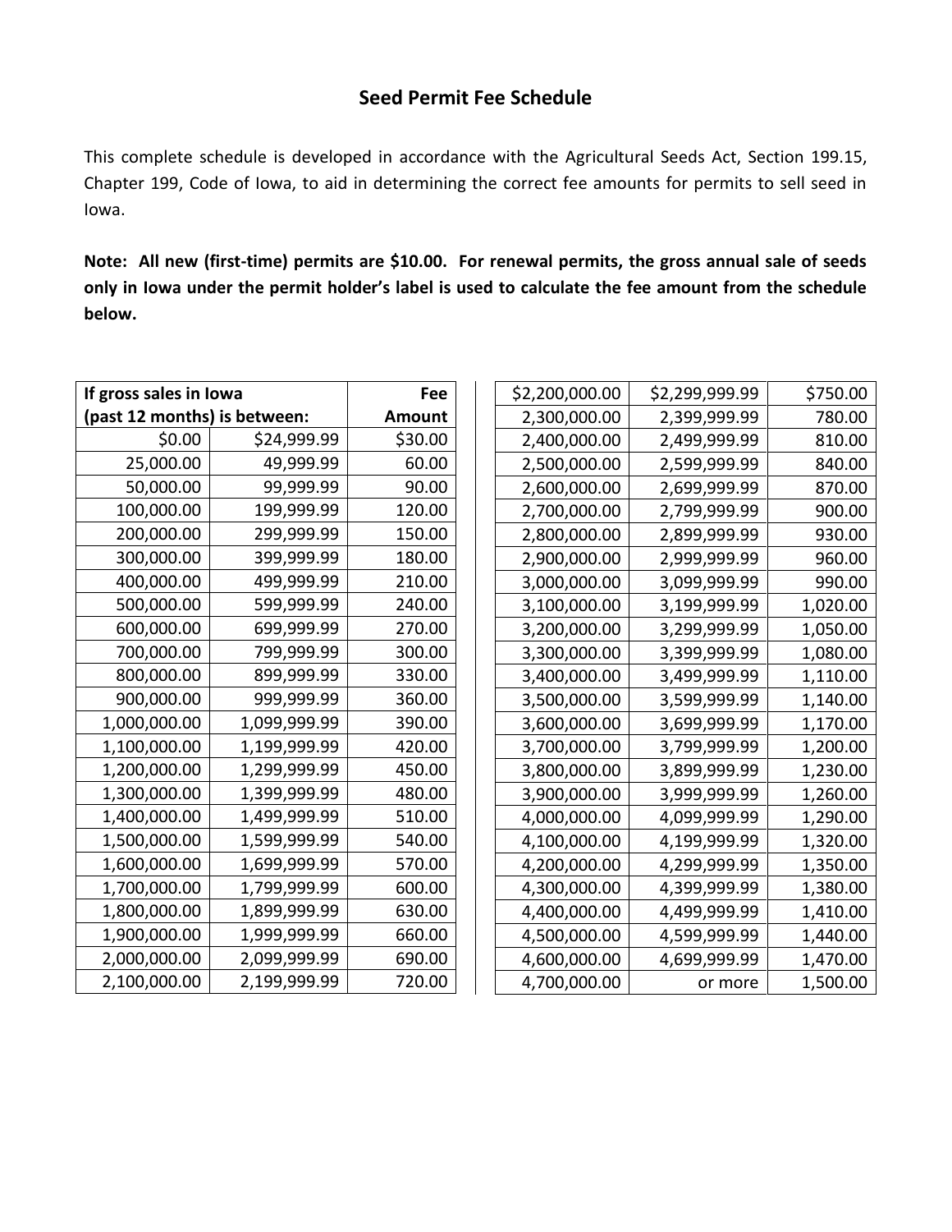## Seed Permit Fee Schedule

This complete schedule is developed in accordance with the Agricultural Seeds Act, Section 199.15, Chapter 199, Code of Iowa, to aid in determining the correct fee amounts for permits to sell seed in Iowa.

**Note: All new (first-time) permits are $10.00. For renewal permits, the gross annual sale of seeds only in Iowa under the permit holder's label is used to calculate the fee amount from the schedule below.**

| If gross sales in Iowa (past 12 months) is between: | | Fee Amount |
|---:|---:|---:|
| $0.00 | $24,999.99 | $30.00 |
| 25,000.00 | 49,999.99 | 60.00 |
| 50,000.00 | 99,999.99 | 90.00 |
| 100,000.00 | 199,999.99 | 120.00 |
| 200,000.00 | 299,999.99 | 150.00 |
| 300,000.00 | 399,999.99 | 180.00 |
| 400,000.00 | 499,999.99 | 210.00 |
| 500,000.00 | 599,999.99 | 240.00 |
| 600,000.00 | 699,999.99 | 270.00 |
| 700,000.00 | 799,999.99 | 300.00 |
| 800,000.00 | 899,999.99 | 330.00 |
| 900,000.00 | 999,999.99 | 360.00 |
| 1,000,000.00 | 1,099,999.99 | 390.00 |
| 1,100,000.00 | 1,199,999.99 | 420.00 |
| 1,200,000.00 | 1,299,999.99 | 450.00 |
| 1,300,000.00 | 1,399,999.99 | 480.00 |
| 1,400,000.00 | 1,499,999.99 | 510.00 |
| 1,500,000.00 | 1,599,999.99 | 540.00 |
| 1,600,000.00 | 1,699,999.99 | 570.00 |
| 1,700,000.00 | 1,799,999.99 | 600.00 |
| 1,800,000.00 | 1,899,999.99 | 630.00 |
| 1,900,000.00 | 1,999,999.99 | 660.00 |
| 2,000,000.00 | 2,099,999.99 | 690.00 |
| 2,100,000.00 | 2,199,999.99 | 720.00 |
| $2,200,000.00 | $2,299,999.99 | $750.00 |
| 2,300,000.00 | 2,399,999.99 | 780.00 |
| 2,400,000.00 | 2,499,999.99 | 810.00 |
| 2,500,000.00 | 2,599,999.99 | 840.00 |
| 2,600,000.00 | 2,699,999.99 | 870.00 |
| 2,700,000.00 | 2,799,999.99 | 900.00 |
| 2,800,000.00 | 2,899,999.99 | 930.00 |
| 2,900,000.00 | 2,999,999.99 | 960.00 |
| 3,000,000.00 | 3,099,999.99 | 990.00 |
| 3,100,000.00 | 3,199,999.99 | 1,020.00 |
| 3,200,000.00 | 3,299,999.99 | 1,050.00 |
| 3,300,000.00 | 3,399,999.99 | 1,080.00 |
| 3,400,000.00 | 3,499,999.99 | 1,110.00 |
| 3,500,000.00 | 3,599,999.99 | 1,140.00 |
| 3,600,000.00 | 3,699,999.99 | 1,170.00 |
| 3,700,000.00 | 3,799,999.99 | 1,200.00 |
| 3,800,000.00 | 3,899,999.99 | 1,230.00 |
| 3,900,000.00 | 3,999,999.99 | 1,260.00 |
| 4,000,000.00 | 4,099,999.99 | 1,290.00 |
| 4,100,000.00 | 4,199,999.99 | 1,320.00 |
| 4,200,000.00 | 4,299,999.99 | 1,350.00 |
| 4,300,000.00 | 4,399,999.99 | 1,380.00 |
| 4,400,000.00 | 4,499,999.99 | 1,410.00 |
| 4,500,000.00 | 4,599,999.99 | 1,440.00 |
| 4,600,000.00 | 4,699,999.99 | 1,470.00 |
| 4,700,000.00 | or more | 1,500.00 |